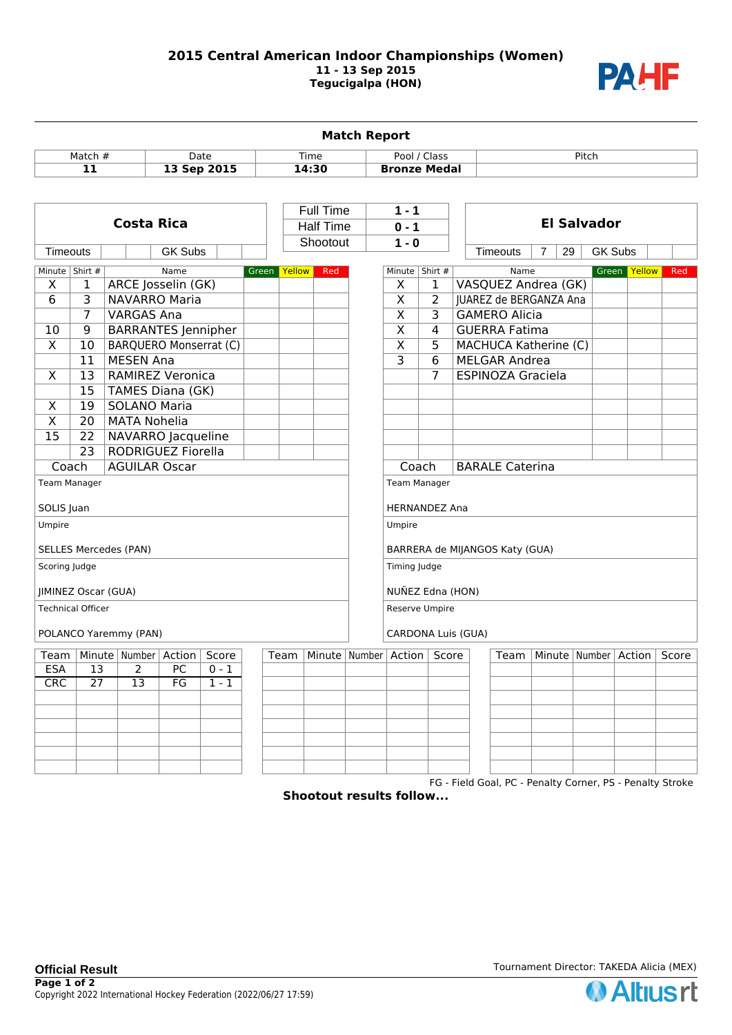# 2015 Central American Indoor Championships (Women)

**11 - 13 Sep 2015**
**Tegucigalpa (HON)**

## Match Report

| Match # | Date | Time | Pool / Class | Pitch |
|---|---|---|---|---|
| **11** | **13 Sep 2015** | **14:30** | **Bronze Medal** | |

| Costa Rica | | El Salvador |
|---|---|---|
| | Full Time **1 - 1** | |
| | Half Time **0 - 1** | |
| | Shootout **1 - 0** | |
| Timeouts: — GK Subs: — | | Timeouts: 7, 29 GK Subs: — |

### Costa Rica

| Minute | Shirt # | Name | Green | Yellow | Red |
|---|---|---|---|---|---|
| X | 1 | ARCE Josselin (GK) | | | |
| 6 | 3 | NAVARRO Maria | | | |
| | 7 | VARGAS Ana | | | |
| 10 | 9 | BARRANTES Jennipher | | | |
| X | 10 | BARQUERO Monserrat (C) | | | |
| | 11 | MESEN Ana | | | |
| X | 13 | RAMIREZ Veronica | | | |
| | 15 | TAMES Diana (GK) | | | |
| X | 19 | SOLANO Maria | | | |
| X | 20 | MATA Nohelia | | | |
| 15 | 22 | NAVARRO Jacqueline | | | |
| | 23 | RODRIGUEZ Fiorella | | | |
| Coach | | AGUILAR Oscar | | | |

Team Manager: SOLIS Juan

### El Salvador

| Minute | Shirt # | Name | Green | Yellow | Red |
|---|---|---|---|---|---|
| X | 1 | VASQUEZ Andrea (GK) | | | |
| X | 2 | JUAREZ de BERGANZA Ana | | | |
| X | 3 | GAMERO Alicia | | | |
| X | 4 | GUERRA Fatima | | | |
| X | 5 | MACHUCA Katherine (C) | | | |
| 3 | 6 | MELGAR Andrea | | | |
| | 7 | ESPINOZA Graciela | | | |
| Coach | | BARALE Caterina | | | |

Team Manager: HERNANDEZ Ana

### Officials

| | |
|---|---|
| Umpire: SELLES Mercedes (PAN) | Umpire: BARRERA de MIJANGOS Katy (GUA) |
| Scoring Judge: JIMINEZ Oscar (GUA) | Timing Judge: NUÑEZ Edna (HON) |
| Technical Officer: POLANCO Yaremmy (PAN) | Reserve Umpire: CARDONA Luis (GUA) |

### Goals

| Team | Minute | Number | Action | Score |
|---|---|---|---|---|
| ESA | 13 | 2 | PC | 0 - 1 |
| CRC | 27 | 13 | FG | 1 - 1 |

FG - Field Goal, PC - Penalty Corner, PS - Penalty Stroke

**Shootout results follow...**

**Official Result**

Tournament Director: TAKEDA Alicia (MEX)

Copyright 2022 International Hockey Federation (2022/06/27 17:59)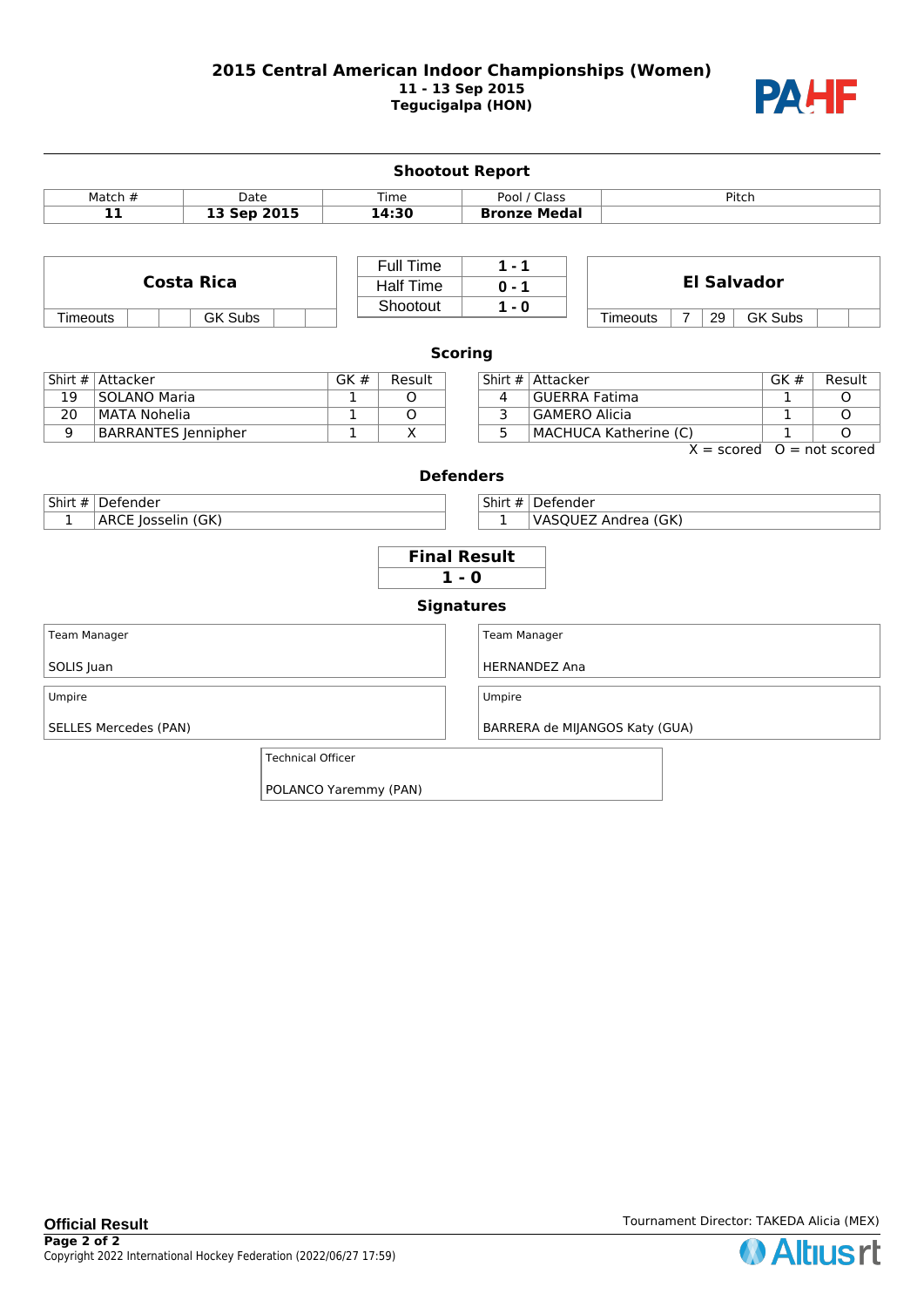# 2015 Central American Indoor Championships (Women)

**11 - 13 Sep 2015**
**Tegucigalpa (HON)**

PAHF

## Shootout Report

| Match # | Date | Time | Pool / Class | Pitch |
|---|---|---|---|---|
| **11** | **13 Sep 2015** | **14:30** | **Bronze Medal** | |

| Costa Rica | | | | | | | | El Salvador | | | | | |
|---|---|---|---|---|---|---|---|---|---|---|---|---|---|
| Timeouts | | | GK Subs | | | Full Time | **1 - 1** | Timeouts | 7 | 29 | GK Subs | | |
| | | | | | | Half Time | **0 - 1** | | | | | | |
| | | | | | | Shootout | **1 - 0** | | | | | | |

### Scoring

**Costa Rica**

| Shirt # | Attacker | GK # | Result |
|---|---|---|---|
| 19 | SOLANO Maria | 1 | O |
| 20 | MATA Nohelia | 1 | O |
| 9 | BARRANTES Jennipher | 1 | X |

**El Salvador**

| Shirt # | Attacker | GK # | Result |
|---|---|---|---|
| 4 | GUERRA Fatima | 1 | O |
| 3 | GAMERO Alicia | 1 | O |
| 5 | MACHUCA Katherine (C) | 1 | O |

X = scored O = not scored

### Defenders

**Costa Rica**

| Shirt # | Defender |
|---|---|
| 1 | ARCE Josselin (GK) |

**El Salvador**

| Shirt # | Defender |
|---|---|
| 1 | VASQUEZ Andrea (GK) |

| Final Result |
|---|
| **1 - 0** |

### Signatures

| Team Manager | Team Manager |
|---|---|
| SOLIS Juan | HERNANDEZ Ana |

| Umpire | Umpire |
|---|---|
| SELLES Mercedes (PAN) | BARRERA de MIJANGOS Katy (GUA) |

| Technical Officer |
|---|
| POLANCO Yaremmy (PAN) |

**Official Result**

Tournament Director: TAKEDA Alicia (MEX)

Copyright 2022 International Hockey Federation (2022/06/27 17:59)

Altius rt